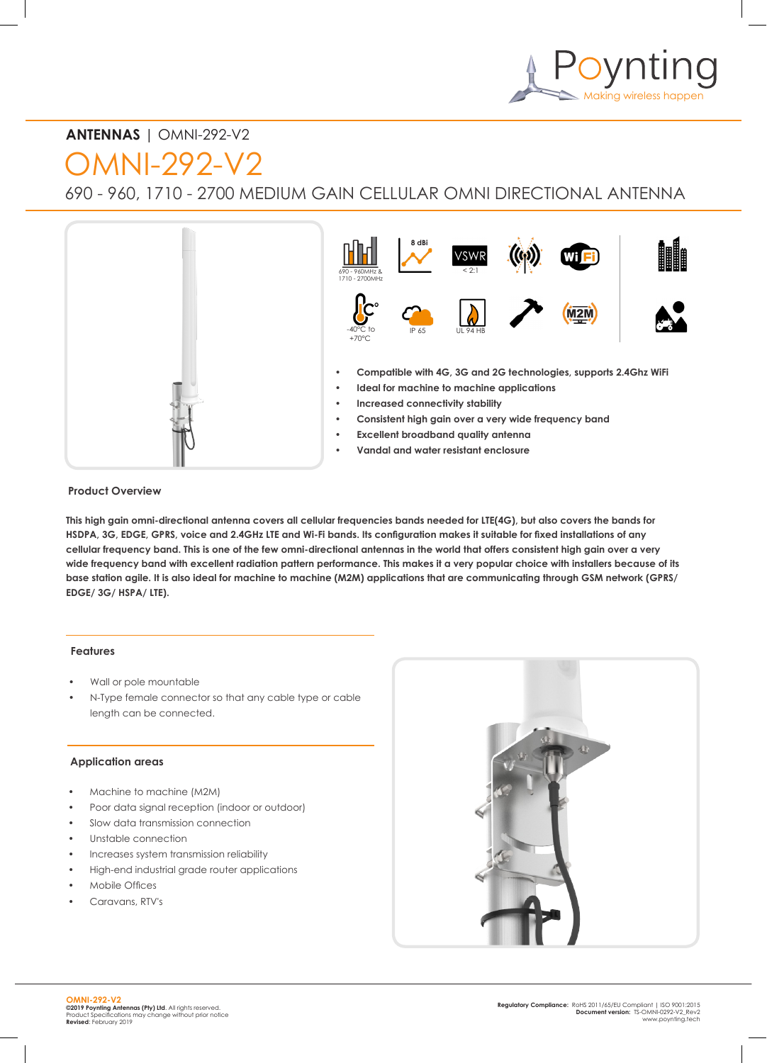**ANTENNAS** | OMNI-292-V2

# OMNI-292-V2

## 690 - 960, 1710 - 2700 MEDIUM GAIN CELLULAR OMNI DIRECTIONAL ANTENNA

690 - 960MHz & 1710 - 2700MHz

8 dBi

VSWR < 2:1

-40°C to +70°C

IP 65

UL 94 HB

M2M

- **Compatible with 4G, 3G and 2G technologies, supports 2.4Ghz WiFi**
- **Ideal for machine to machine applications**
- **Increased connectivity stability**
- **Consistent high gain over a very wide frequency band**
- **Excellent broadband quality antenna**
- **Vandal and water resistant enclosure**

### Product Overview

**This high gain omni-directional antenna covers all cellular frequencies bands needed for LTE(4G), but also covers the bands for HSDPA, 3G, EDGE, GPRS, voice and 2.4GHz LTE and Wi-Fi bands. Its configuration makes it suitable for fixed installations of any cellular frequency band. This is one of the few omni-directional antennas in the world that offers consistent high gain over a very wide frequency band with excellent radiation pattern performance. This makes it a very popular choice with installers because of its base station agile. It is also ideal for machine to machine (M2M) applications that are communicating through GSM network (GPRS/ EDGE/ 3G/ HSPA/ LTE).**

### Features

- Wall or pole mountable
- N-Type female connector so that any cable type or cable length can be connected.

### Application areas

- Machine to machine (M2M)
- Poor data signal reception (indoor or outdoor)
- Slow data transmission connection
- Unstable connection
- Increases system transmission reliability
- High-end industrial grade router applications
- Mobile Offices
- Caravans, RTV's

**OMNI-292-V2**
**©2019 Poynting Antennas (Pty) Ltd.** All rights reserved.
Product Specifications may change without prior notice
**Revised**: February 2019

**Regulatory Compliance:** RoHS 2011/65/EU Compliant | ISO 9001:2015
**Document version:** TS-OMNI-0292-V2_Rev2
www.poynting.tech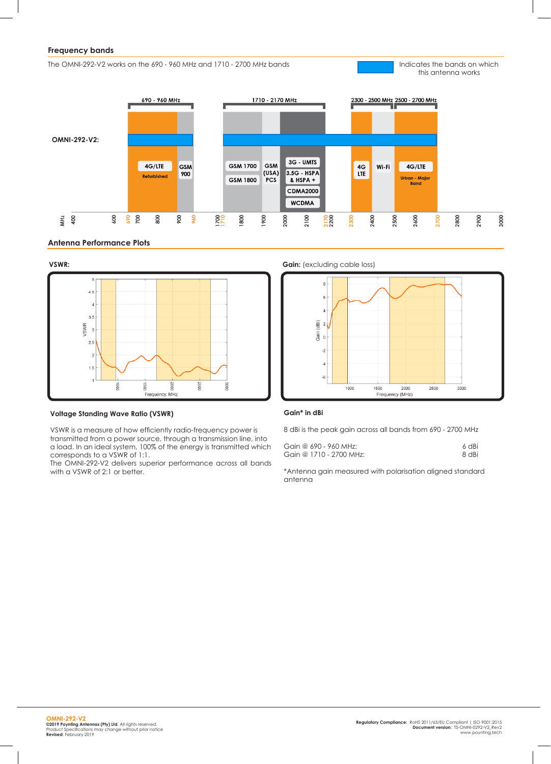## Frequency bands

The OMNI-292-V2 works on the 690 - 960 MHz and 1710 - 2700 MHz bands

Indicates the bands on which this antenna works

## Antenna Performance Plots

**VSWR:**

**Gain:** (excluding cable loss)

### Voltage Standing Wave Ratio (VSWR)

VSWR is a measure of how efficiently radio-frequency power is transmitted from a power source, through a transmission line, into a load. In an ideal system, 100% of the energy is transmitted which corresponds to a VSWR of 1:1.
The OMNI-292-V2 delivers superior performance across all bands with a VSWR of 2:1 or better.

### Gain* in dBi

8 dBi is the peak gain across all bands from 690 - 2700 MHz

| | |
|---|---|
| Gain @ 690 - 960 MHz: | 6 dBi |
| Gain @ 1710 - 2700 MHz: | 8 dBi |

*Antenna gain measured with polarisation aligned standard antenna

**OMNI-292-V2**
**©2019 Poynting Antennas (Pty) Ltd.** All rights reserved.
Product Specifications may change without prior notice
**Revised**: February 2019

**Regulatory Compliance:** RoHS 2011/65/EU Compliant | ISO 9001:2015
**Document version:** TS-OMNI-0292-V2_Rev2
www.poynting.tech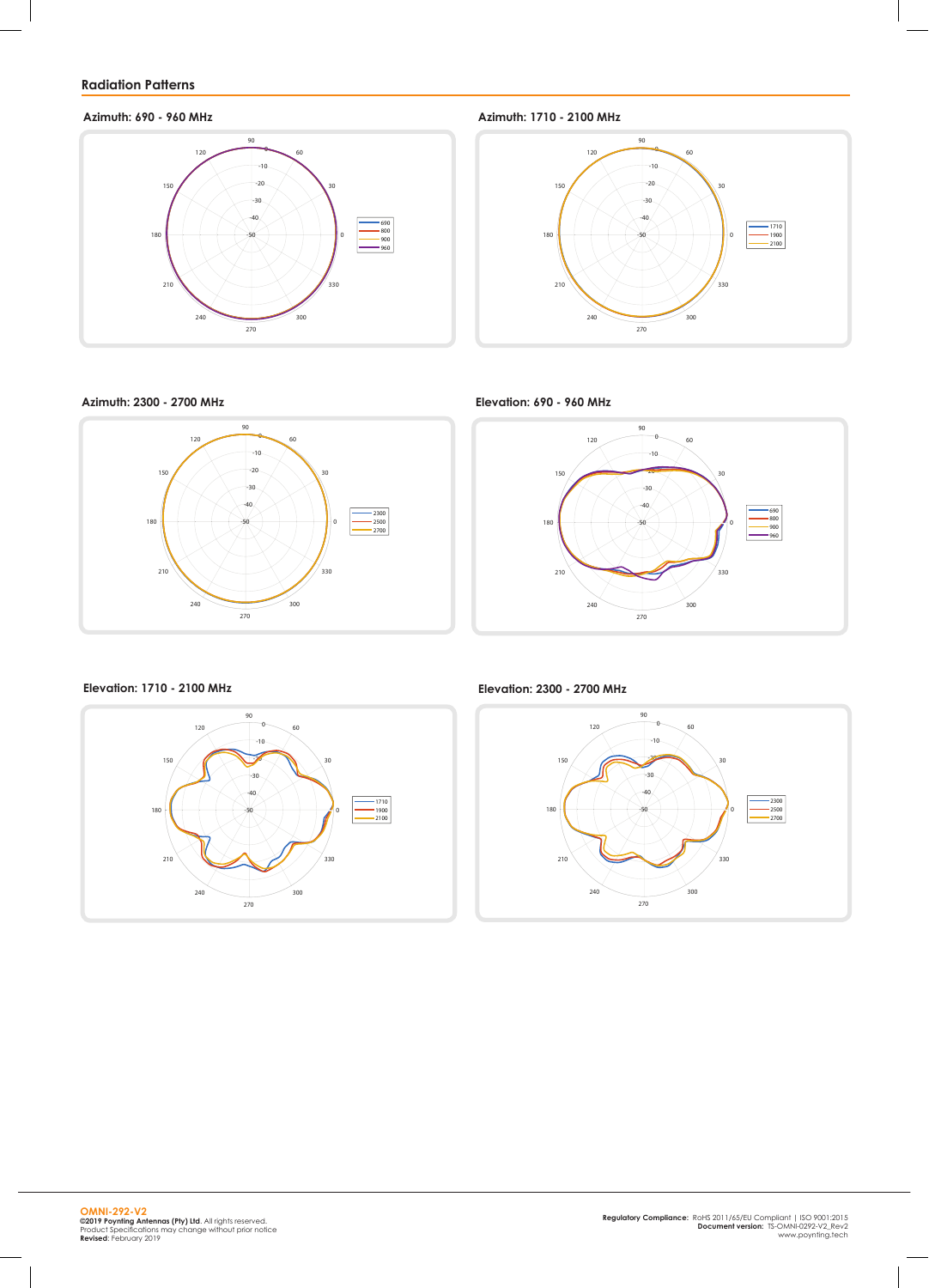## Radiation Patterns

### Azimuth: 690 - 960 MHz

### Azimuth: 1710 - 2100 MHz

### Azimuth: 2300 - 2700 MHz

### Elevation: 690 - 960 MHz

### Elevation: 1710 - 2100 MHz

### Elevation: 2300 - 2700 MHz

**OMNI-292-V2**
**©2019 Poynting Antennas (Pty) Ltd**. All rights reserved.
Product Specifications may change without prior notice
**Revised**: February 2019

**Regulatory Compliance:** RoHS 2011/65/EU Compliant | ISO 9001:2015
**Document version:** TS-OMNI-0292-V2_Rev2
www.poynting.tech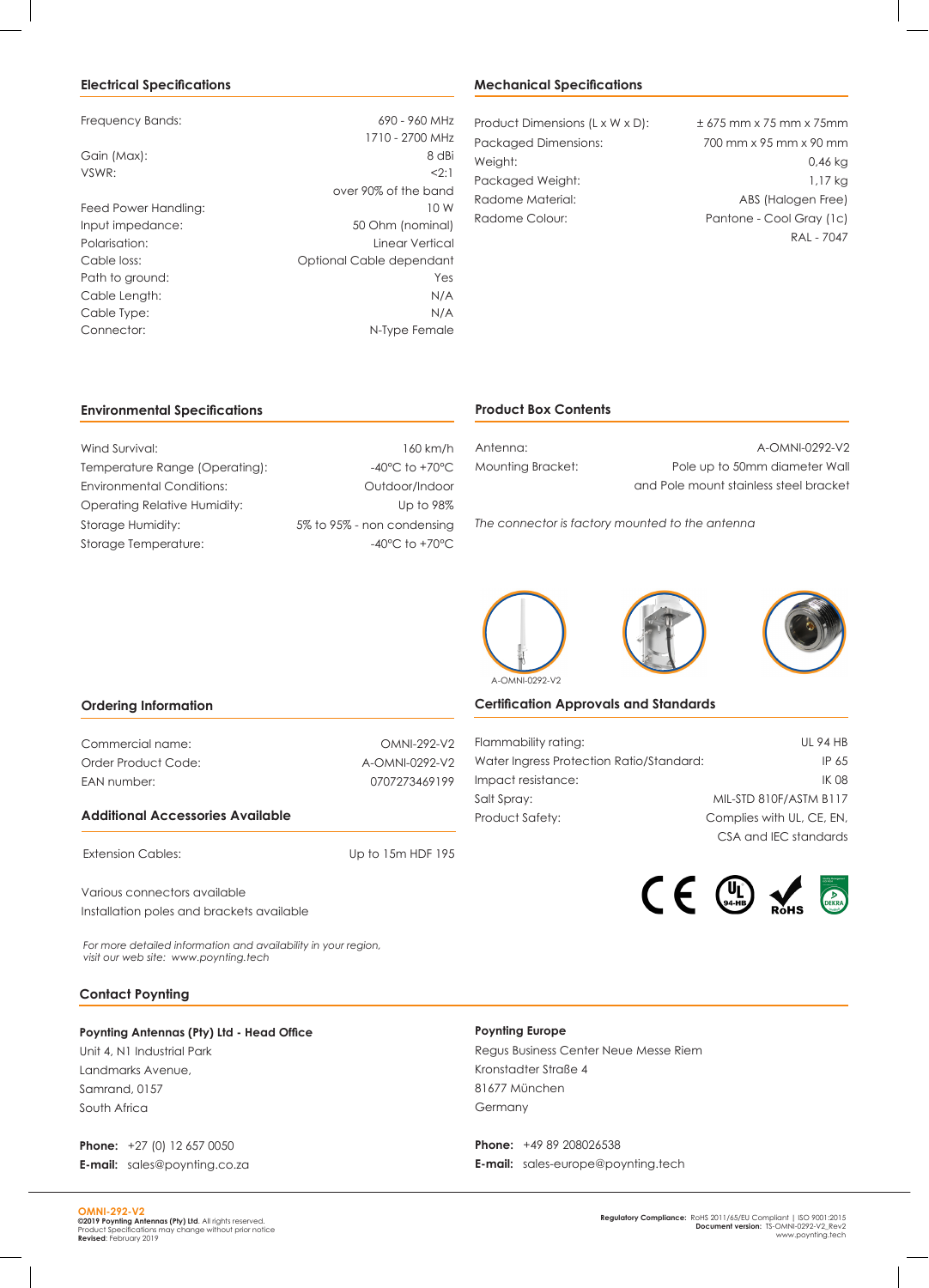## Electrical Specifications

| | |
|---|---|
| Frequency Bands: | 690 - 960 MHz<br>1710 - 2700 MHz |
| Gain (Max): | 8 dBi |
| VSWR: | <2:1<br>over 90% of the band |
| Feed Power Handling: | 10 W |
| Input impedance: | 50 Ohm (nominal) |
| Polarisation: | Linear Vertical |
| Cable loss: | Optional Cable dependant |
| Path to ground: | Yes |
| Cable Length: | N/A |
| Cable Type: | N/A |
| Connector: | N-Type Female |

## Mechanical Specifications

| | |
|---|---|
| Product Dimensions (L x W x D): | ± 675 mm x 75 mm x 75mm |
| Packaged Dimensions: | 700 mm x 95 mm x 90 mm |
| Weight: | 0,46 kg |
| Packaged Weight: | 1,17 kg |
| Radome Material: | ABS (Halogen Free) |
| Radome Colour: | Pantone - Cool Gray (1c)<br>RAL - 7047 |

## Environmental Specifications

| | |
|---|---|
| Wind Survival: | 160 km/h |
| Temperature Range (Operating): | -40°C to +70°C |
| Environmental Conditions: | Outdoor/Indoor |
| Operating Relative Humidity: | Up to 98% |
| Storage Humidity: | 5% to 95% - non condensing |
| Storage Temperature: | -40°C to +70°C |

## Product Box Contents

| | |
|---|---|
| Antenna: | A-OMNI-0292-V2 |
| Mounting Bracket: | Pole up to 50mm diameter Wall and Pole mount stainless steel bracket |

*The connector is factory mounted to the antenna*

A-OMNI-0292-V2

## Ordering Information

| | |
|---|---|
| Commercial name: | OMNI-292-V2 |
| Order Product Code: | A-OMNI-0292-V2 |
| EAN number: | 0707273469199 |

## Additional Accessories Available

| | |
|---|---|
| Extension Cables: | Up to 15m HDF 195 |

Various connectors available

Installation poles and brackets available

*For more detailed information and availability in your region, visit our web site: www.poynting.tech*

## Certification Approvals and Standards

| | |
|---|---|
| Flammability rating: | UL 94 HB |
| Water Ingress Protection Ratio/Standard: | IP 65 |
| Impact resistance: | IK 08 |
| Salt Spray: | MIL-STD 810F/ASTM B117 |
| Product Safety: | Complies with UL, CE, EN, CSA and IEC standards |

CE 94-HB RoHS DEKRA

## Contact Poynting

**Poynting Antennas (Pty) Ltd - Head Office**
Unit 4, N1 Industrial Park
Landmarks Avenue,
Samrand, 0157
South Africa

**Phone:** +27 (0) 12 657 0050
**E-mail:** sales@poynting.co.za

**Poynting Europe**
Regus Business Center Neue Messe Riem
Kronstadter Straße 4
81677 München
Germany

**Phone:** +49 89 208026538
**E-mail:** sales-europe@poynting.tech

**OMNI-292-V2**
**©2019 Poynting Antennas (Pty) Ltd.** All rights reserved.
Product Specifications may change without prior notice
**Revised**: February 2019

**Regulatory Compliance:** RoHS 2011/65/EU Compliant | ISO 9001:2015
**Document version:** TS-OMNI-0292-V2_Rev2
www.poynting.tech